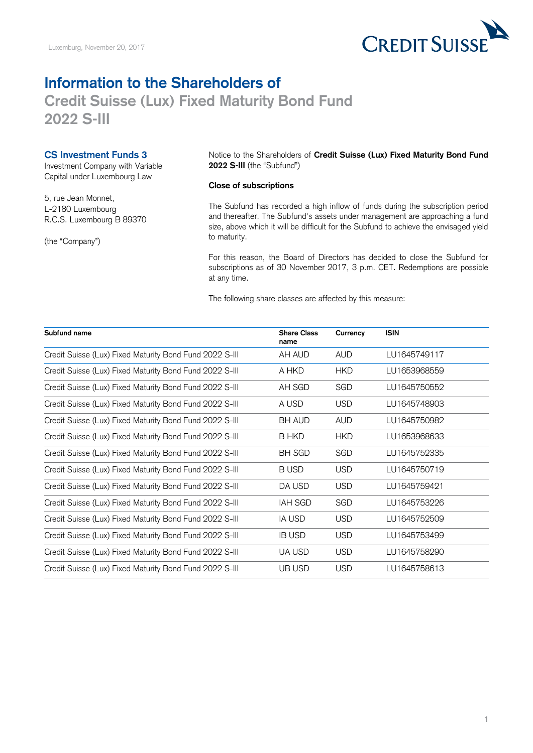Luxemburg, November 20, 2017

# Information to the Shareholders of

## Credit Suisse (Lux) Fixed Maturity Bond Fund 2022 S-III

### CS Investment Funds 3

Investment Company with Variable Capital under Luxembourg Law

5, rue Jean Monnet,
L-2180 Luxembourg
R.C.S. Luxembourg B 89370

(the "Company")

Notice to the Shareholders of **Credit Suisse (Lux) Fixed Maturity Bond Fund 2022 S-III** (the "Subfund")

**Close of subscriptions**

The Subfund has recorded a high inflow of funds during the subscription period and thereafter. The Subfund's assets under management are approaching a fund size, above which it will be difficult for the Subfund to achieve the envisaged yield to maturity.

For this reason, the Board of Directors has decided to close the Subfund for subscriptions as of 30 November 2017, 3 p.m. CET. Redemptions are possible at any time.

The following share classes are affected by this measure:

| Subfund name | Share Class name | Currency | ISIN |
|---|---|---|---|
| Credit Suisse (Lux) Fixed Maturity Bond Fund 2022 S-III | AH AUD | AUD | LU1645749117 |
| Credit Suisse (Lux) Fixed Maturity Bond Fund 2022 S-III | A HKD | HKD | LU1653968559 |
| Credit Suisse (Lux) Fixed Maturity Bond Fund 2022 S-III | AH SGD | SGD | LU1645750552 |
| Credit Suisse (Lux) Fixed Maturity Bond Fund 2022 S-III | A USD | USD | LU1645748903 |
| Credit Suisse (Lux) Fixed Maturity Bond Fund 2022 S-III | BH AUD | AUD | LU1645750982 |
| Credit Suisse (Lux) Fixed Maturity Bond Fund 2022 S-III | B HKD | HKD | LU1653968633 |
| Credit Suisse (Lux) Fixed Maturity Bond Fund 2022 S-III | BH SGD | SGD | LU1645752335 |
| Credit Suisse (Lux) Fixed Maturity Bond Fund 2022 S-III | B USD | USD | LU1645750719 |
| Credit Suisse (Lux) Fixed Maturity Bond Fund 2022 S-III | DA USD | USD | LU1645759421 |
| Credit Suisse (Lux) Fixed Maturity Bond Fund 2022 S-III | IAH SGD | SGD | LU1645753226 |
| Credit Suisse (Lux) Fixed Maturity Bond Fund 2022 S-III | IA USD | USD | LU1645752509 |
| Credit Suisse (Lux) Fixed Maturity Bond Fund 2022 S-III | IB USD | USD | LU1645753499 |
| Credit Suisse (Lux) Fixed Maturity Bond Fund 2022 S-III | UA USD | USD | LU1645758290 |
| Credit Suisse (Lux) Fixed Maturity Bond Fund 2022 S-III | UB USD | USD | LU1645758613 |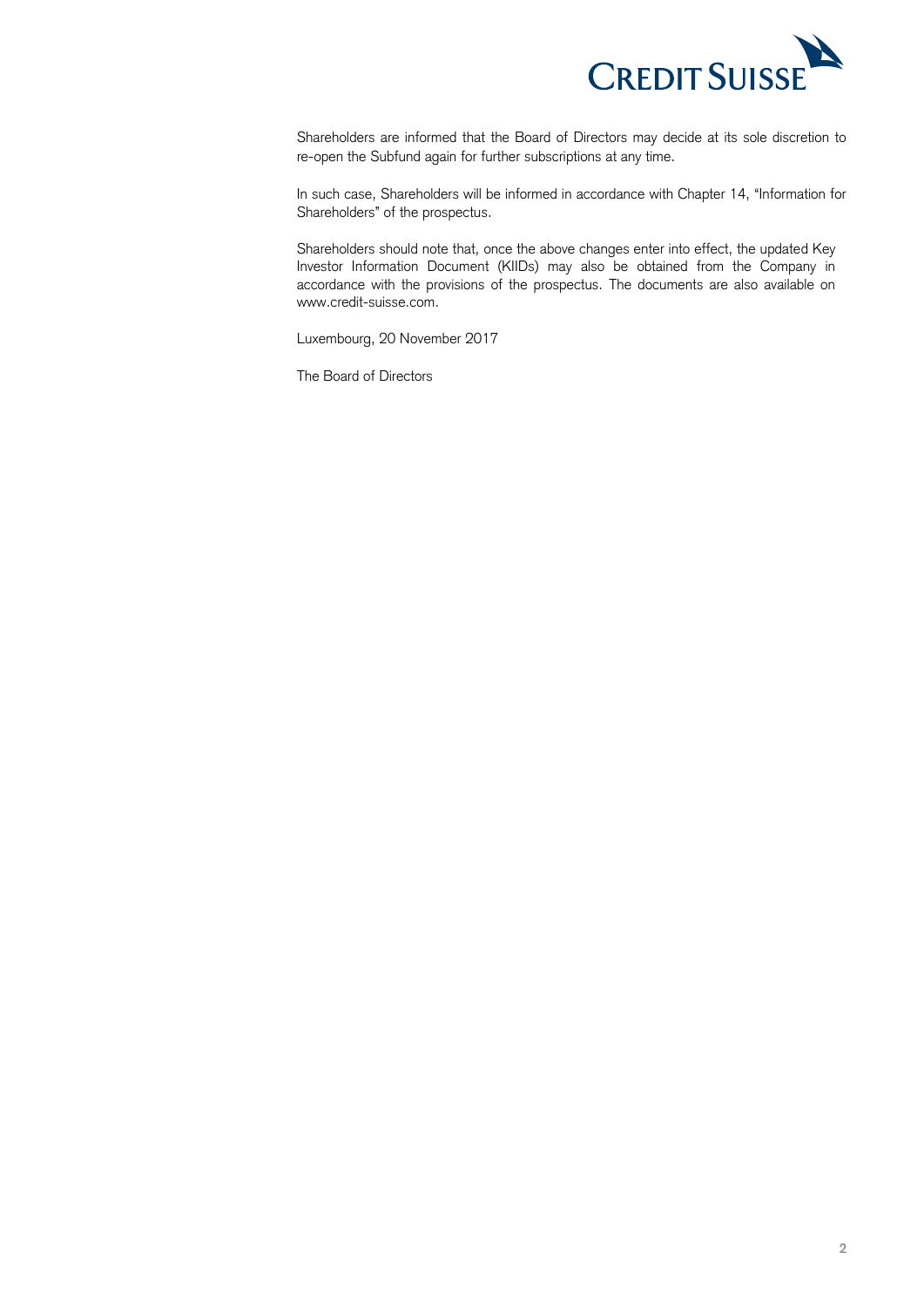Shareholders are informed that the Board of Directors may decide at its sole discretion to re-open the Subfund again for further subscriptions at any time.

In such case, Shareholders will be informed in accordance with Chapter 14, "Information for Shareholders" of the prospectus.

Shareholders should note that, once the above changes enter into effect, the updated Key Investor Information Document (KIIDs) may also be obtained from the Company in accordance with the provisions of the prospectus. The documents are also available on www.credit-suisse.com.

Luxembourg, 20 November 2017

The Board of Directors